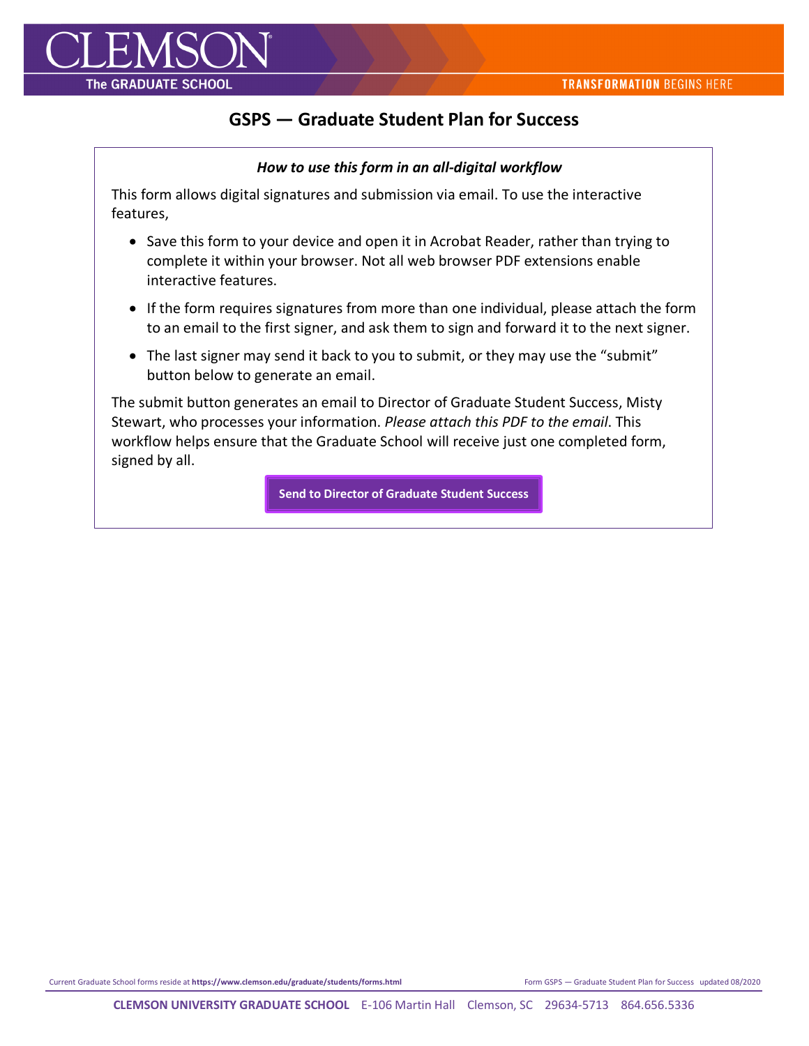# GSPS — Graduate Student Plan for Success

***How to use this form in an all-digital workflow***

This form allows digital signatures and submission via email. To use the interactive features,

- Save this form to your device and open it in Acrobat Reader, rather than trying to complete it within your browser. Not all web browser PDF extensions enable interactive features.
- If the form requires signatures from more than one individual, please attach the form to an email to the first signer, and ask them to sign and forward it to the next signer.
- The last signer may send it back to you to submit, or they may use the "submit" button below to generate an email.

The submit button generates an email to Director of Graduate Student Success, Misty Stewart, who processes your information. *Please attach this PDF to the email*. This workflow helps ensure that the Graduate School will receive just one completed form, signed by all.

**Send to Director of Graduate Student Success**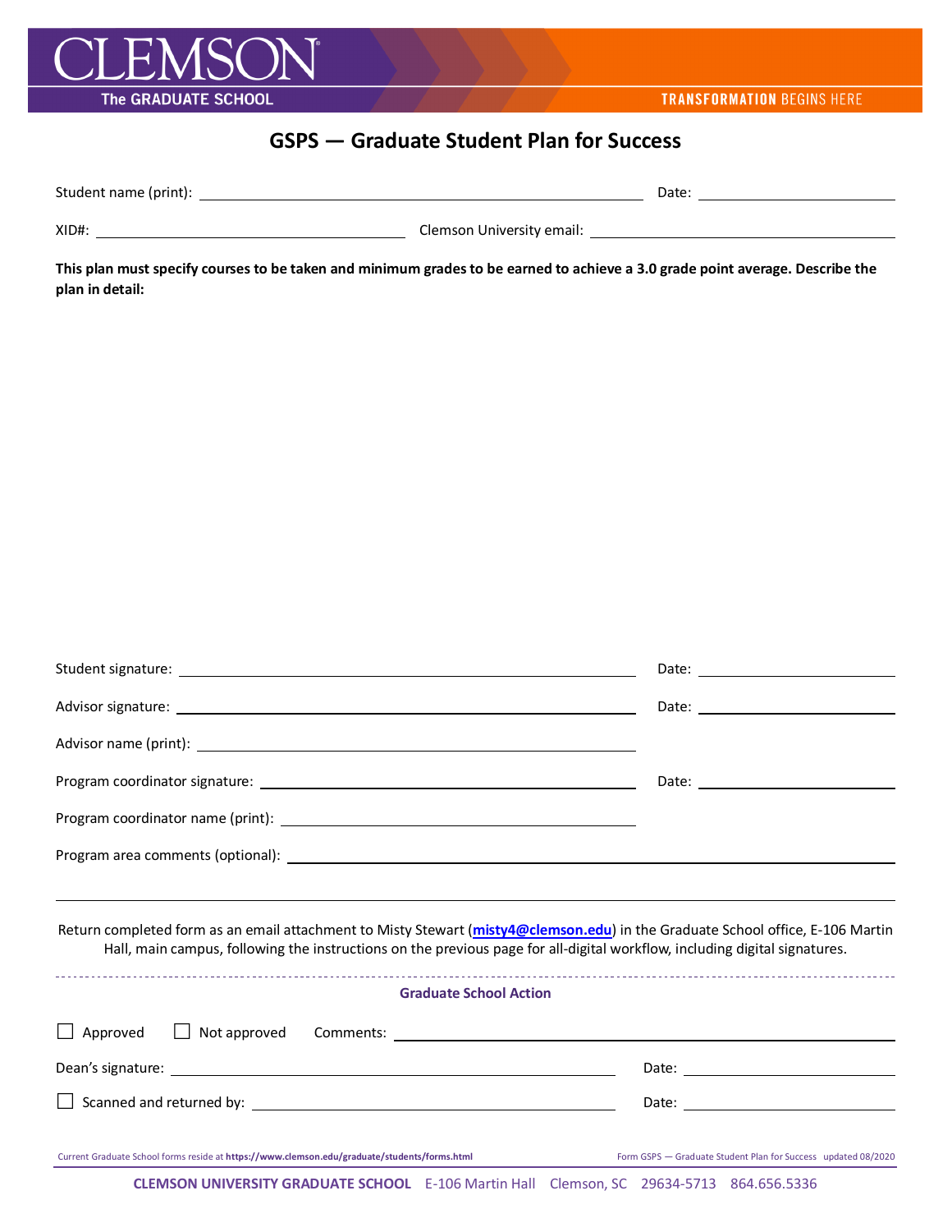CLEMSON
The GRADUATE SCHOOL

TRANSFORMATION BEGINS HERE

# GSPS — Graduate Student Plan for Success

Student name (print): ______________________________ Date: ______________

XID#: ______________________ Clemson University email: ______________________

**This plan must specify courses to be taken and minimum grades to be earned to achieve a 3.0 grade point average. Describe the plan in detail:**

Student signature: ______________________________ Date: ______________

Advisor signature: ______________________________ Date: ______________

Advisor name (print): ______________________________

Program coordinator signature: ______________________________ Date: ______________

Program coordinator name (print): ______________________________

Program area comments (optional): ______________________________

Return completed form as an email attachment to Misty Stewart ([misty4@clemson.edu](mailto:misty4@clemson.edu)) in the Graduate School office, E-106 Martin Hall, main campus, following the instructions on the previous page for all-digital workflow, including digital signatures.

---

### Graduate School Action

☐ Approved ☐ Not approved Comments: ______________________________

Dean's signature: ______________________________ Date: ______________

☐ Scanned and returned by: ______________________________ Date: ______________

Current Graduate School forms reside at **https://www.clemson.edu/graduate/students/forms.html**

Form GSPS — Graduate Student Plan for Success updated 08/2020

**CLEMSON UNIVERSITY GRADUATE SCHOOL** E-106 Martin Hall Clemson, SC 29634-5713 864.656.5336